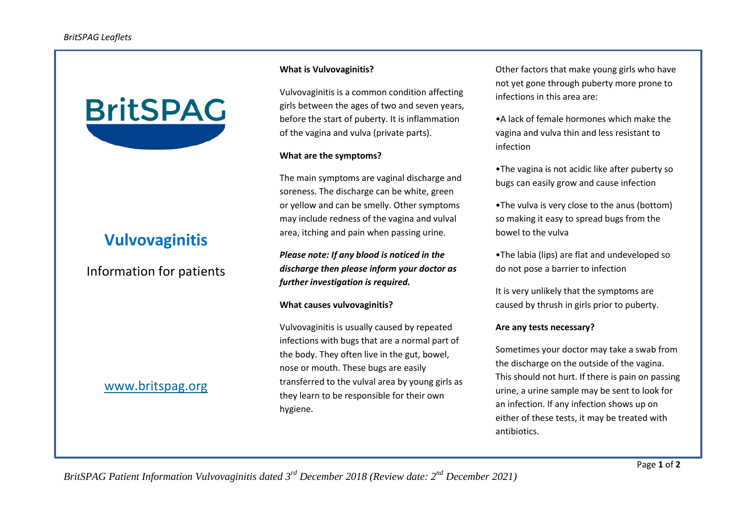# BritSPAG

## Vulvovaginitis

Information for patients

www.britspag.org

### What is Vulvovaginitis?

Vulvovaginitis is a common condition affecting girls between the ages of two and seven years, before the start of puberty. It is inflammation of the vagina and vulva (private parts).

### What are the symptoms?

The main symptoms are vaginal discharge and soreness. The discharge can be white, green or yellow and can be smelly. Other symptoms may include redness of the vagina and vulval area, itching and pain when passing urine.

***Please note: If any blood is noticed in the discharge then please inform your doctor as further investigation is required.***

### What causes vulvovaginitis?

Vulvovaginitis is usually caused by repeated infections with bugs that are a normal part of the body. They often live in the gut, bowel, nose or mouth. These bugs are easily transferred to the vulval area by young girls as they learn to be responsible for their own hygiene.

Other factors that make young girls who have not yet gone through puberty more prone to infections in this area are:

- A lack of female hormones which make the vagina and vulva thin and less resistant to infection
- The vagina is not acidic like after puberty so bugs can easily grow and cause infection
- The vulva is very close to the anus (bottom) so making it easy to spread bugs from the bowel to the vulva
- The labia (lips) are flat and undeveloped so do not pose a barrier to infection

It is very unlikely that the symptoms are caused by thrush in girls prior to puberty.

### Are any tests necessary?

Sometimes your doctor may take a swab from the discharge on the outside of the vagina. This should not hurt. If there is pain on passing urine, a urine sample may be sent to look for an infection. If any infection shows up on either of these tests, it may be treated with antibiotics.

*BritSPAG Patient Information Vulvovaginitis dated 3rd December 2018 (Review date: 2nd December 2021)*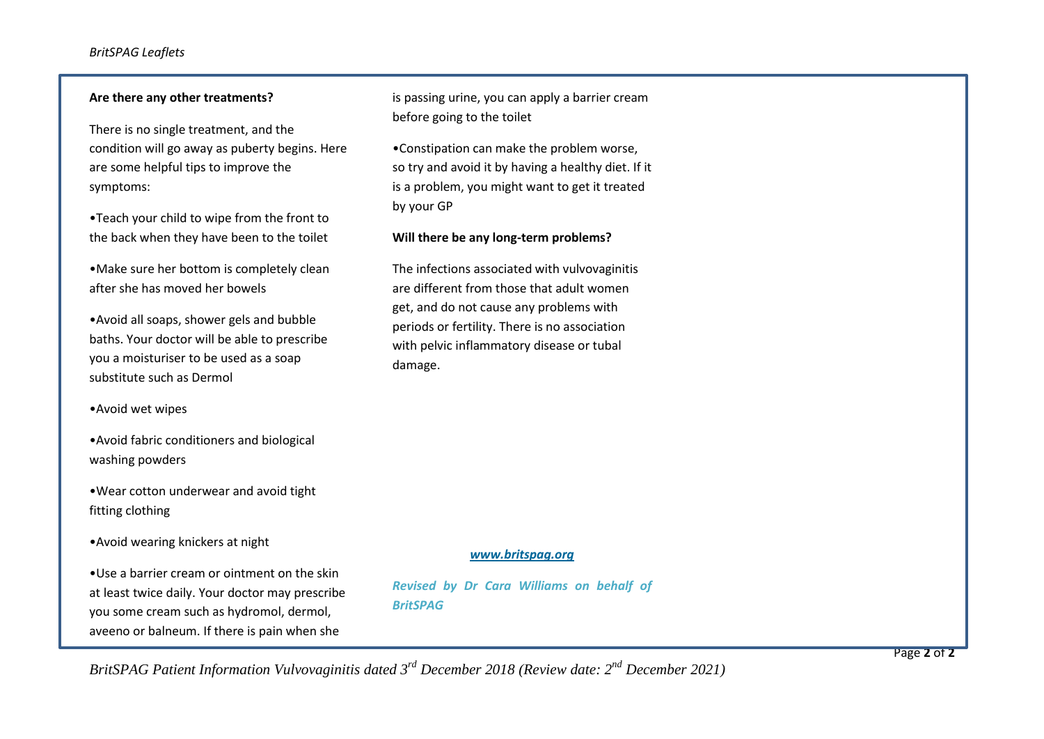**Are there any other treatments?**

There is no single treatment, and the condition will go away as puberty begins. Here are some helpful tips to improve the symptoms:

- Teach your child to wipe from the front to the back when they have been to the toilet
- Make sure her bottom is completely clean after she has moved her bowels
- Avoid all soaps, shower gels and bubble baths. Your doctor will be able to prescribe you a moisturiser to be used as a soap substitute such as Dermol
- Avoid wet wipes
- Avoid fabric conditioners and biological washing powders
- Wear cotton underwear and avoid tight fitting clothing
- Avoid wearing knickers at night
- Use a barrier cream or ointment on the skin at least twice daily. Your doctor may prescribe you some cream such as hydromol, dermol, aveeno or balneum. If there is pain when she is passing urine, you can apply a barrier cream before going to the toilet
- Constipation can make the problem worse, so try and avoid it by having a healthy diet. If it is a problem, you might want to get it treated by your GP

**Will there be any long-term problems?**

The infections associated with vulvovaginitis are different from those that adult women get, and do not cause any problems with periods or fertility. There is no association with pelvic inflammatory disease or tubal damage.

***www.britspag.org***

***Revised by Dr Cara Williams on behalf of BritSPAG***

*BritSPAG Patient Information Vulvovaginitis dated 3rd December 2018 (Review date: 2nd December 2021)*